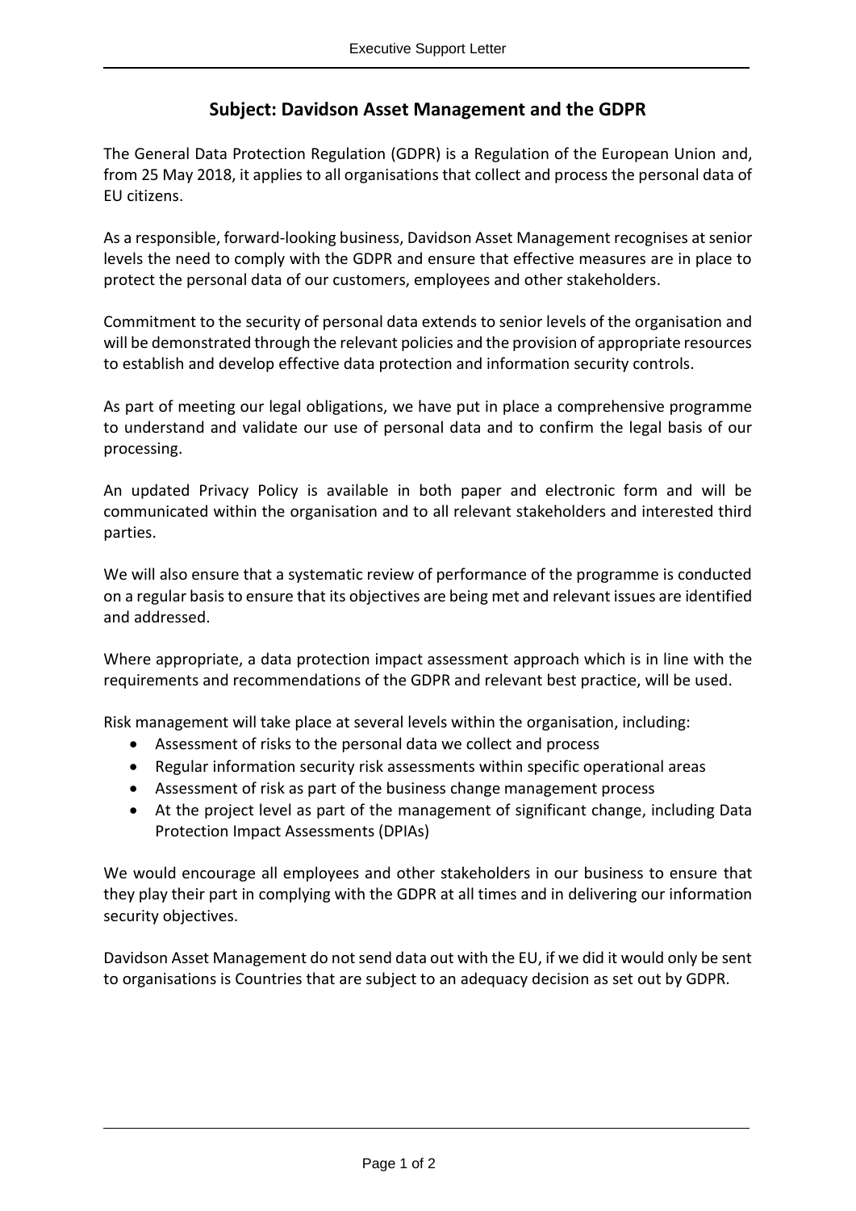## Subject: Davidson Asset Management and the GDPR

The General Data Protection Regulation (GDPR) is a Regulation of the European Union and, from 25 May 2018, it applies to all organisations that collect and process the personal data of EU citizens.

As a responsible, forward-looking business, Davidson Asset Management recognises at senior levels the need to comply with the GDPR and ensure that effective measures are in place to protect the personal data of our customers, employees and other stakeholders.

Commitment to the security of personal data extends to senior levels of the organisation and will be demonstrated through the relevant policies and the provision of appropriate resources to establish and develop effective data protection and information security controls.

As part of meeting our legal obligations, we have put in place a comprehensive programme to understand and validate our use of personal data and to confirm the legal basis of our processing.

An updated Privacy Policy is available in both paper and electronic form and will be communicated within the organisation and to all relevant stakeholders and interested third parties.

We will also ensure that a systematic review of performance of the programme is conducted on a regular basis to ensure that its objectives are being met and relevant issues are identified and addressed.

Where appropriate, a data protection impact assessment approach which is in line with the requirements and recommendations of the GDPR and relevant best practice, will be used.

Risk management will take place at several levels within the organisation, including:

- Assessment of risks to the personal data we collect and process
- Regular information security risk assessments within specific operational areas
- Assessment of risk as part of the business change management process
- At the project level as part of the management of significant change, including Data Protection Impact Assessments (DPIAs)

We would encourage all employees and other stakeholders in our business to ensure that they play their part in complying with the GDPR at all times and in delivering our information security objectives.

Davidson Asset Management do not send data out with the EU, if we did it would only be sent to organisations is Countries that are subject to an adequacy decision as set out by GDPR.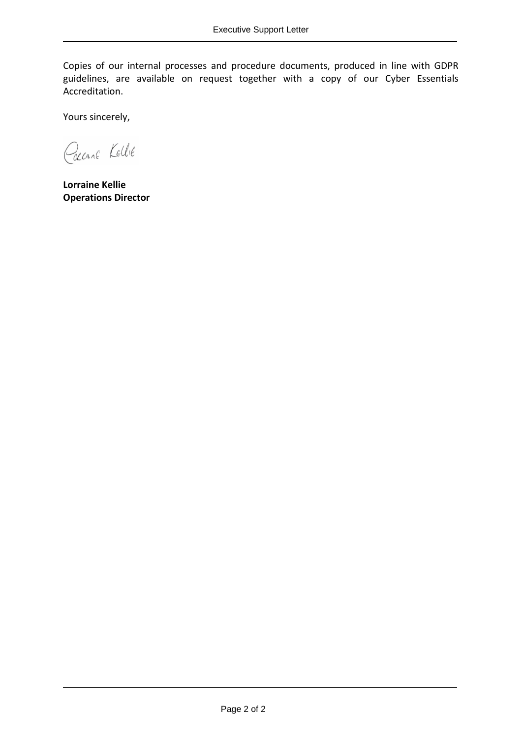Copies of our internal processes and procedure documents, produced in line with GDPR guidelines, are available on request together with a copy of our Cyber Essentials Accreditation.

Yours sincerely,

Lorraine Kellie

**Lorraine Kellie**
**Operations Director**